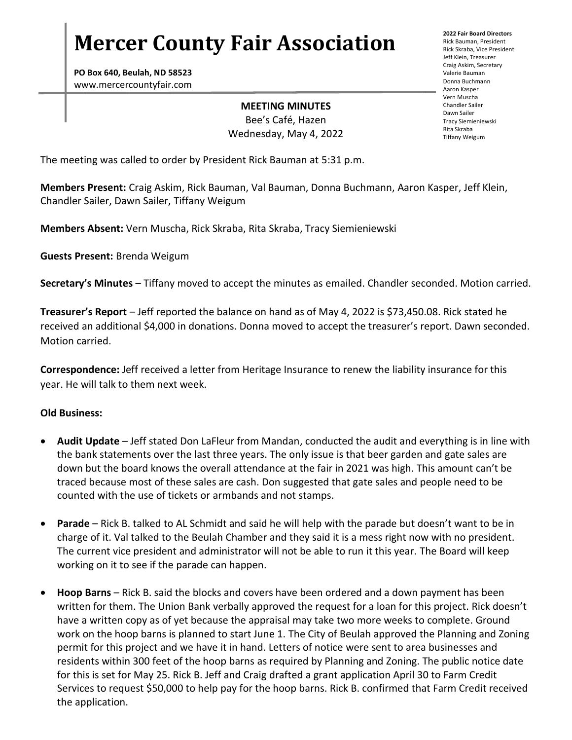# Mercer County Fair Association

**PO Box 640, Beulah, ND 58523**
www.mercercountyfair.com

**2022 Fair Board Directors**
Rick Bauman, President
Rick Skraba, Vice President
Jeff Klein, Treasurer
Craig Askim, Secretary
Valerie Bauman
Donna Buchmann
Aaron Kasper
Vern Muscha
Chandler Sailer
Dawn Sailer
Tracy Siemieniewski
Rita Skraba
Tiffany Weigum

**MEETING MINUTES**
Bee's Café, Hazen
Wednesday, May 4, 2022

The meeting was called to order by President Rick Bauman at 5:31 p.m.

**Members Present:** Craig Askim, Rick Bauman, Val Bauman, Donna Buchmann, Aaron Kasper, Jeff Klein, Chandler Sailer, Dawn Sailer, Tiffany Weigum

**Members Absent:** Vern Muscha, Rick Skraba, Rita Skraba, Tracy Siemieniewski

**Guests Present:** Brenda Weigum

**Secretary's Minutes** – Tiffany moved to accept the minutes as emailed. Chandler seconded. Motion carried.

**Treasurer's Report** – Jeff reported the balance on hand as of May 4, 2022 is $73,450.08. Rick stated he received an additional $4,000 in donations. Donna moved to accept the treasurer's report. Dawn seconded. Motion carried.

**Correspondence:** Jeff received a letter from Heritage Insurance to renew the liability insurance for this year. He will talk to them next week.

**Old Business:**

- **Audit Update** – Jeff stated Don LaFleur from Mandan, conducted the audit and everything is in line with the bank statements over the last three years. The only issue is that beer garden and gate sales are down but the board knows the overall attendance at the fair in 2021 was high. This amount can't be traced because most of these sales are cash. Don suggested that gate sales and people need to be counted with the use of tickets or armbands and not stamps.

- **Parade** – Rick B. talked to AL Schmidt and said he will help with the parade but doesn't want to be in charge of it. Val talked to the Beulah Chamber and they said it is a mess right now with no president. The current vice president and administrator will not be able to run it this year. The Board will keep working on it to see if the parade can happen.

- **Hoop Barns** – Rick B. said the blocks and covers have been ordered and a down payment has been written for them. The Union Bank verbally approved the request for a loan for this project. Rick doesn't have a written copy as of yet because the appraisal may take two more weeks to complete. Ground work on the hoop barns is planned to start June 1. The City of Beulah approved the Planning and Zoning permit for this project and we have it in hand. Letters of notice were sent to area businesses and residents within 300 feet of the hoop barns as required by Planning and Zoning. The public notice date for this is set for May 25. Rick B. Jeff and Craig drafted a grant application April 30 to Farm Credit Services to request $50,000 to help pay for the hoop barns. Rick B. confirmed that Farm Credit received the application.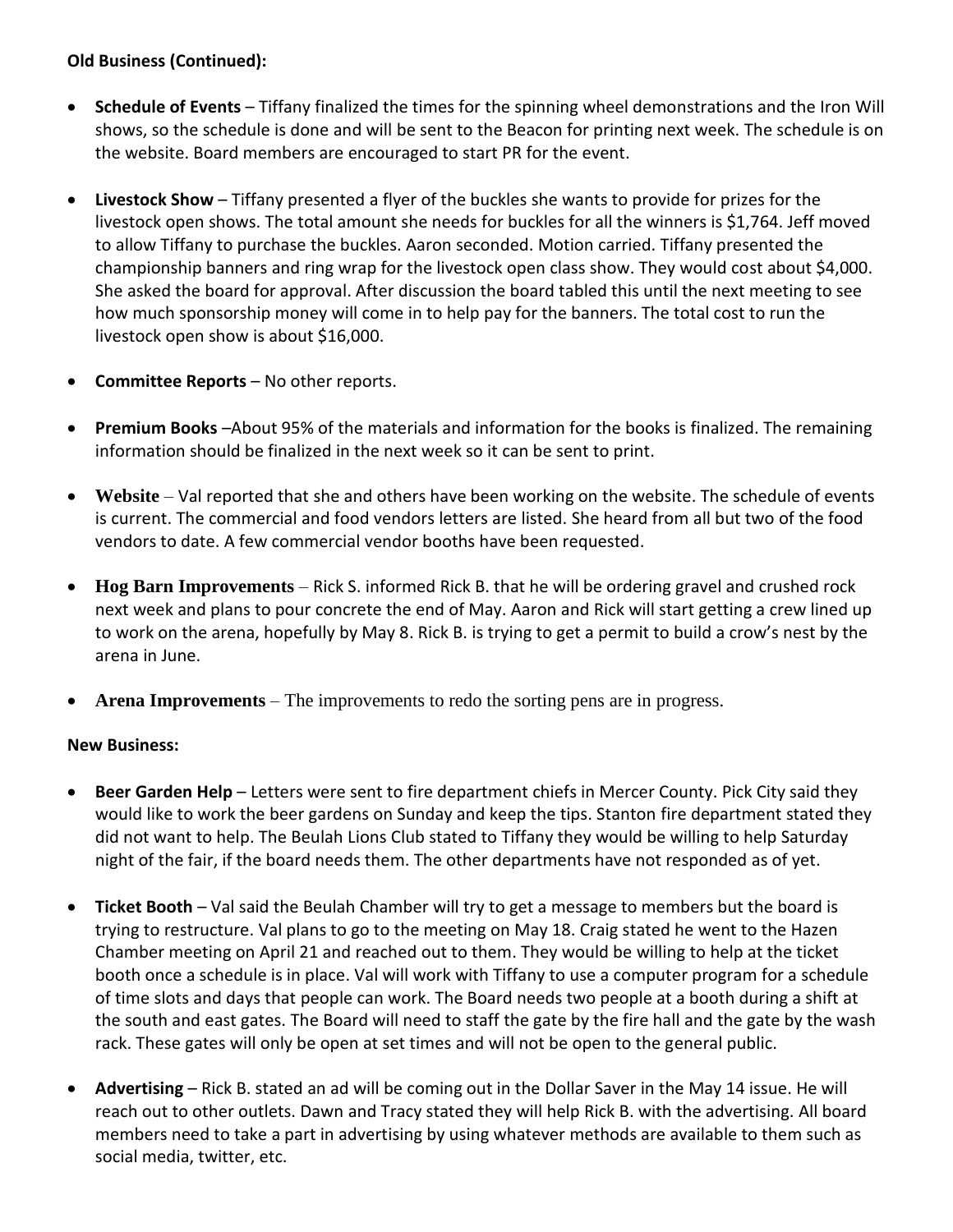**Old Business (Continued):**

- **Schedule of Events** – Tiffany finalized the times for the spinning wheel demonstrations and the Iron Will shows, so the schedule is done and will be sent to the Beacon for printing next week. The schedule is on the website. Board members are encouraged to start PR for the event.

- **Livestock Show** – Tiffany presented a flyer of the buckles she wants to provide for prizes for the livestock open shows. The total amount she needs for buckles for all the winners is $1,764. Jeff moved to allow Tiffany to purchase the buckles. Aaron seconded. Motion carried. Tiffany presented the championship banners and ring wrap for the livestock open class show. They would cost about $4,000. She asked the board for approval. After discussion the board tabled this until the next meeting to see how much sponsorship money will come in to help pay for the banners. The total cost to run the livestock open show is about $16,000.

- **Committee Reports** – No other reports.

- **Premium Books** –About 95% of the materials and information for the books is finalized. The remaining information should be finalized in the next week so it can be sent to print.

- **Website** – Val reported that she and others have been working on the website. The schedule of events is current. The commercial and food vendors letters are listed. She heard from all but two of the food vendors to date. A few commercial vendor booths have been requested.

- **Hog Barn Improvements** – Rick S. informed Rick B. that he will be ordering gravel and crushed rock next week and plans to pour concrete the end of May. Aaron and Rick will start getting a crew lined up to work on the arena, hopefully by May 8. Rick B. is trying to get a permit to build a crow's nest by the arena in June.

- **Arena Improvements** – The improvements to redo the sorting pens are in progress.

**New Business:**

- **Beer Garden Help** – Letters were sent to fire department chiefs in Mercer County. Pick City said they would like to work the beer gardens on Sunday and keep the tips. Stanton fire department stated they did not want to help. The Beulah Lions Club stated to Tiffany they would be willing to help Saturday night of the fair, if the board needs them. The other departments have not responded as of yet.

- **Ticket Booth** – Val said the Beulah Chamber will try to get a message to members but the board is trying to restructure. Val plans to go to the meeting on May 18. Craig stated he went to the Hazen Chamber meeting on April 21 and reached out to them. They would be willing to help at the ticket booth once a schedule is in place. Val will work with Tiffany to use a computer program for a schedule of time slots and days that people can work. The Board needs two people at a booth during a shift at the south and east gates. The Board will need to staff the gate by the fire hall and the gate by the wash rack. These gates will only be open at set times and will not be open to the general public.

- **Advertising** – Rick B. stated an ad will be coming out in the Dollar Saver in the May 14 issue. He will reach out to other outlets. Dawn and Tracy stated they will help Rick B. with the advertising. All board members need to take a part in advertising by using whatever methods are available to them such as social media, twitter, etc.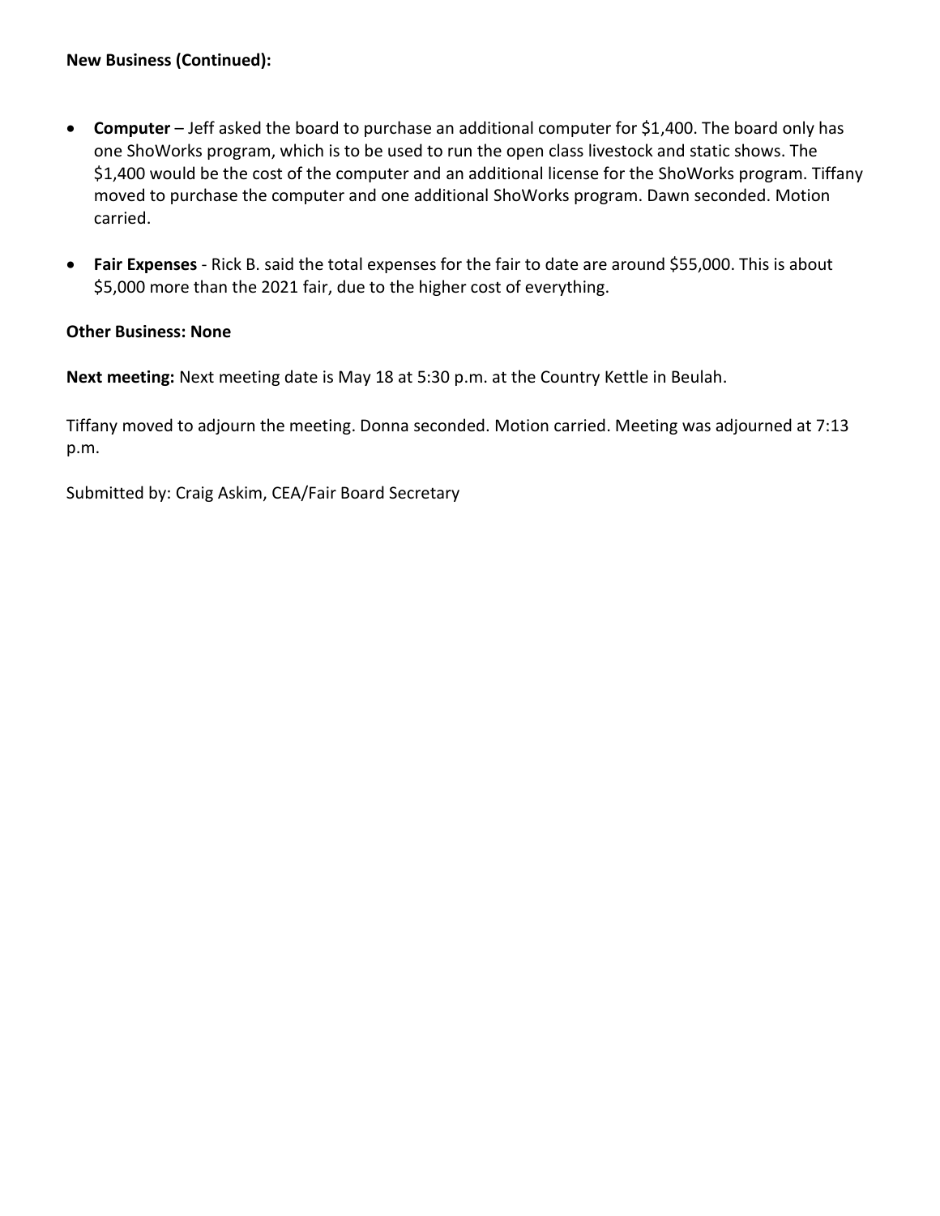**New Business (Continued):**

- **Computer** – Jeff asked the board to purchase an additional computer for $1,400. The board only has one ShoWorks program, which is to be used to run the open class livestock and static shows. The $1,400 would be the cost of the computer and an additional license for the ShoWorks program. Tiffany moved to purchase the computer and one additional ShoWorks program. Dawn seconded. Motion carried.

- **Fair Expenses** - Rick B. said the total expenses for the fair to date are around $55,000. This is about $5,000 more than the 2021 fair, due to the higher cost of everything.

**Other Business: None**

**Next meeting:** Next meeting date is May 18 at 5:30 p.m. at the Country Kettle in Beulah.

Tiffany moved to adjourn the meeting. Donna seconded. Motion carried. Meeting was adjourned at 7:13 p.m.

Submitted by: Craig Askim, CEA/Fair Board Secretary